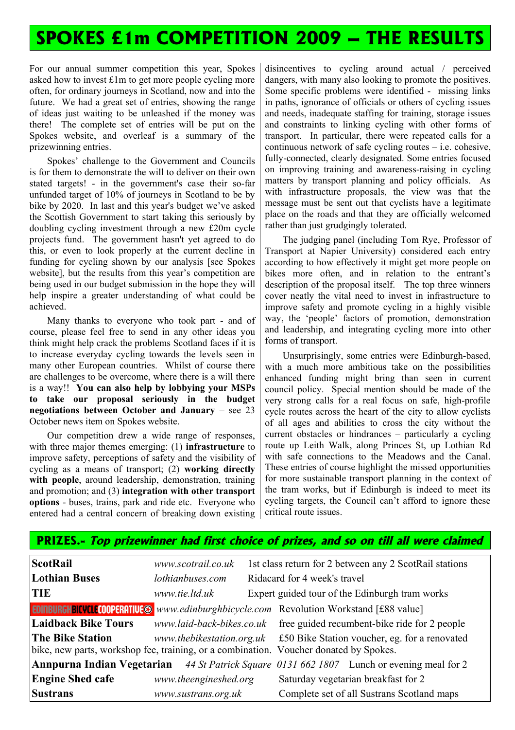# SPOKES £1m COMPETITION 2009 – THE RESULTS

For our annual summer competition this year, Spokes asked how to invest £1m to get more people cycling more often, for ordinary journeys in Scotland, now and into the future. We had a great set of entries, showing the range of ideas just waiting to be unleashed if the money was there! The complete set of entries will be put on the Spokes website, and overleaf is a summary of the prizewinning entries.

Spokes' challenge to the Government and Councils is for them to demonstrate the will to deliver on their own stated targets! - in the government's case their so-far unfunded target of 10% of journeys in Scotland to be by bike by 2020. In last and this year's budget we've asked the Scottish Government to start taking this seriously by doubling cycling investment through a new £20m cycle projects fund. The government hasn't yet agreed to do this, or even to look properly at the current decline in funding for cycling shown by our analysis [see Spokes website], but the results from this year's competition are being used in our budget submission in the hope they will help inspire a greater understanding of what could be achieved.

Many thanks to everyone who took part - and of course, please feel free to send in any other ideas you think might help crack the problems Scotland faces if it is to increase everyday cycling towards the levels seen in many other European countries. Whilst of course there are challenges to be overcome, where there is a will there is a way!! **You can also help by lobbying your MSPs to take our proposal seriously in the budget negotiations between October and January** – see 23 October news item on Spokes website.

Our competition drew a wide range of responses, with three major themes emerging: (1) **infrastructure** to improve safety, perceptions of safety and the visibility of cycling as a means of transport; (2) **working directly with people**, around leadership, demonstration, training and promotion; and (3) **integration with other transport options** - buses, trains, park and ride etc. Everyone who entered had a central concern of breaking down existing disincentives to cycling around actual / perceived dangers, with many also looking to promote the positives. Some specific problems were identified - missing links in paths, ignorance of officials or others of cycling issues and needs, inadequate staffing for training, storage issues and constraints to linking cycling with other forms of transport. In particular, there were repeated calls for a continuous network of safe cycling routes – i.e. cohesive, fully-connected, clearly designated. Some entries focused on improving training and awareness-raising in cycling matters by transport planning and policy officials. As with infrastructure proposals, the view was that the message must be sent out that cyclists have a legitimate place on the roads and that they are officially welcomed rather than just grudgingly tolerated.

The judging panel (including Tom Rye, Professor of Transport at Napier University) considered each entry according to how effectively it might get more people on bikes more often, and in relation to the entrant's description of the proposal itself. The top three winners cover neatly the vital need to invest in infrastructure to improve safety and promote cycling in a highly visible way, the 'people' factors of promotion, demonstration and leadership, and integrating cycling more into other forms of transport.

Unsurprisingly, some entries were Edinburgh-based, with a much more ambitious take on the possibilities enhanced funding might bring than seen in current council policy. Special mention should be made of the very strong calls for a real focus on safe, high-profile cycle routes across the heart of the city to allow cyclists of all ages and abilities to cross the city without the current obstacles or hindrances – particularly a cycling route up Leith Walk, along Princes St, up Lothian Rd with safe connections to the Meadows and the Canal. These entries of course highlight the missed opportunities for more sustainable transport planning in the context of the tram works, but if Edinburgh is indeed to meet its cycling targets, the Council can't afford to ignore these critical route issues.

## PRIZES.- *Top prizewinner had first choice of prizes, and so on till all were claimed*

| Sponsor | Website / Contact | Prize |
|---|---|---|
| **ScotRail** | *www.scotrail.co.uk* | 1st class return for 2 between any 2 ScotRail stations |
| **Lothian Buses** | *lothianbuses.com* | Ridacard for 4 week's travel |
| **TIE** | *www.tie.ltd.uk* | Expert guided tour of the Edinburgh tram works |
| **Edinburgh Bicycle Cooperative** | *www.edinburghbicycle.com* | Revolution Workstand [£88 value] |
| **Laidback Bike Tours** | *www.laid-back-bikes.co.uk* | free guided recumbent-bike ride for 2 people |
| **The Bike Station** | *www.thebikestation.org.uk* | £50 Bike Station voucher, eg. for a renovated bike, new parts, workshop fee, training, or a combination. Voucher donated by Spokes. |
| **Annpurna Indian Vegetarian** | *44 St Patrick Square 0131 662 1807* | Lunch or evening meal for 2 |
| **Engine Shed cafe** | *www.theengineshed.org* | Saturday vegetarian breakfast for 2 |
| **Sustrans** | *www.sustrans.org.uk* | Complete set of all Sustrans Scotland maps |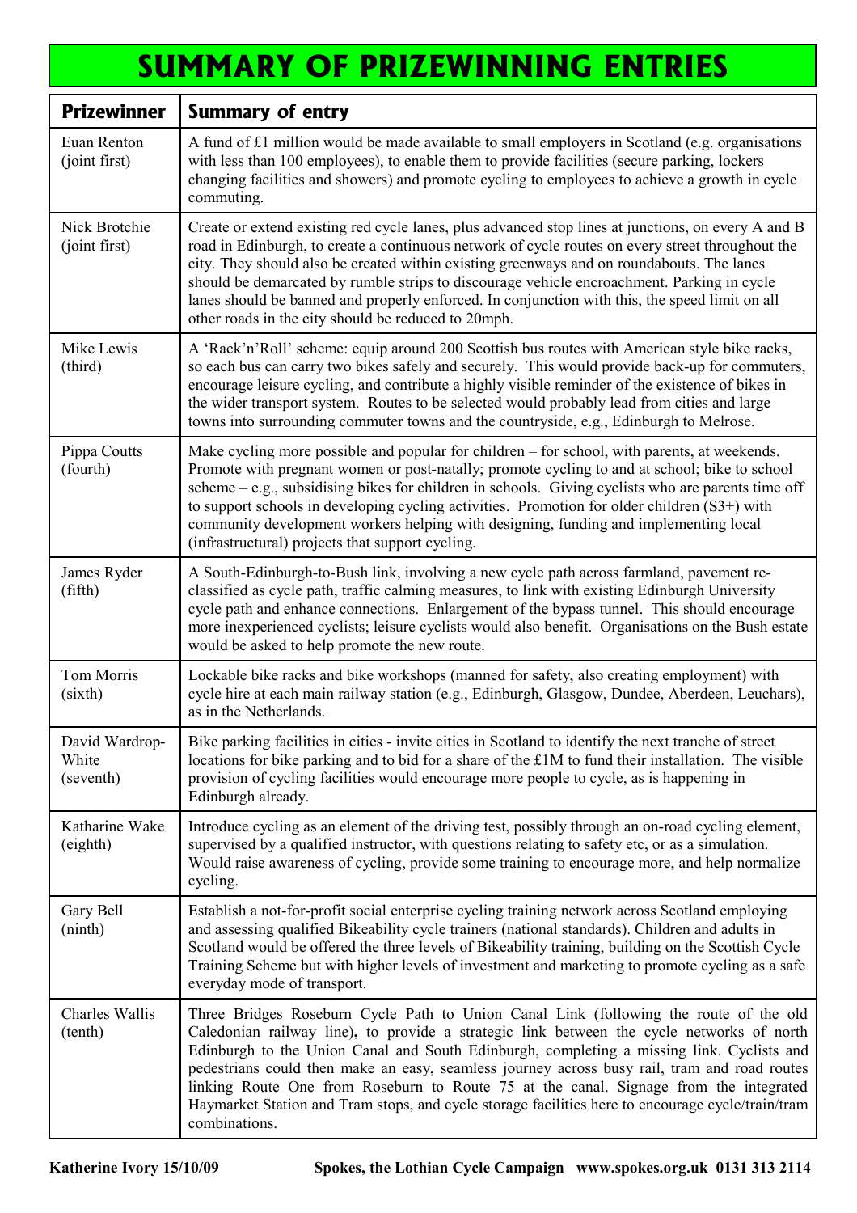# SUMMARY OF PRIZEWINNING ENTRIES

| Prizewinner | Summary of entry |
|---|---|
| Euan Renton (joint first) | A fund of £1 million would be made available to small employers in Scotland (e.g. organisations with less than 100 employees), to enable them to provide facilities (secure parking, lockers changing facilities and showers) and promote cycling to employees to achieve a growth in cycle commuting. |
| Nick Brotchie (joint first) | Create or extend existing red cycle lanes, plus advanced stop lines at junctions, on every A and B road in Edinburgh, to create a continuous network of cycle routes on every street throughout the city. They should also be created within existing greenways and on roundabouts. The lanes should be demarcated by rumble strips to discourage vehicle encroachment. Parking in cycle lanes should be banned and properly enforced. In conjunction with this, the speed limit on all other roads in the city should be reduced to 20mph. |
| Mike Lewis (third) | A 'Rack'n'Roll' scheme: equip around 200 Scottish bus routes with American style bike racks, so each bus can carry two bikes safely and securely. This would provide back-up for commuters, encourage leisure cycling, and contribute a highly visible reminder of the existence of bikes in the wider transport system. Routes to be selected would probably lead from cities and large towns into surrounding commuter towns and the countryside, e.g., Edinburgh to Melrose. |
| Pippa Coutts (fourth) | Make cycling more possible and popular for children – for school, with parents, at weekends. Promote with pregnant women or post-natally; promote cycling to and at school; bike to school scheme – e.g., subsidising bikes for children in schools. Giving cyclists who are parents time off to support schools in developing cycling activities. Promotion for older children (S3+) with community development workers helping with designing, funding and implementing local (infrastructural) projects that support cycling. |
| James Ryder (fifth) | A South-Edinburgh-to-Bush link, involving a new cycle path across farmland, pavement re-classified as cycle path, traffic calming measures, to link with existing Edinburgh University cycle path and enhance connections. Enlargement of the bypass tunnel. This should encourage more inexperienced cyclists; leisure cyclists would also benefit. Organisations on the Bush estate would be asked to help promote the new route. |
| Tom Morris (sixth) | Lockable bike racks and bike workshops (manned for safety, also creating employment) with cycle hire at each main railway station (e.g., Edinburgh, Glasgow, Dundee, Aberdeen, Leuchars), as in the Netherlands. |
| David Wardrop-White (seventh) | Bike parking facilities in cities - invite cities in Scotland to identify the next tranche of street locations for bike parking and to bid for a share of the £1M to fund their installation. The visible provision of cycling facilities would encourage more people to cycle, as is happening in Edinburgh already. |
| Katharine Wake (eighth) | Introduce cycling as an element of the driving test, possibly through an on-road cycling element, supervised by a qualified instructor, with questions relating to safety etc, or as a simulation. Would raise awareness of cycling, provide some training to encourage more, and help normalize cycling. |
| Gary Bell (ninth) | Establish a not-for-profit social enterprise cycling training network across Scotland employing and assessing qualified Bikeability cycle trainers (national standards). Children and adults in Scotland would be offered the three levels of Bikeability training, building on the Scottish Cycle Training Scheme but with higher levels of investment and marketing to promote cycling as a safe everyday mode of transport. |
| Charles Wallis (tenth) | Three Bridges Roseburn Cycle Path to Union Canal Link (following the route of the old Caledonian railway line), to provide a strategic link between the cycle networks of north Edinburgh to the Union Canal and South Edinburgh, completing a missing link. Cyclists and pedestrians could then make an easy, seamless journey across busy rail, tram and road routes linking Route One from Roseburn to Route 75 at the canal. Signage from the integrated Haymarket Station and Tram stops, and cycle storage facilities here to encourage cycle/train/tram combinations. |

**Katherine Ivory 15/10/09** **Spokes, the Lothian Cycle Campaign www.spokes.org.uk 0131 313 2114**